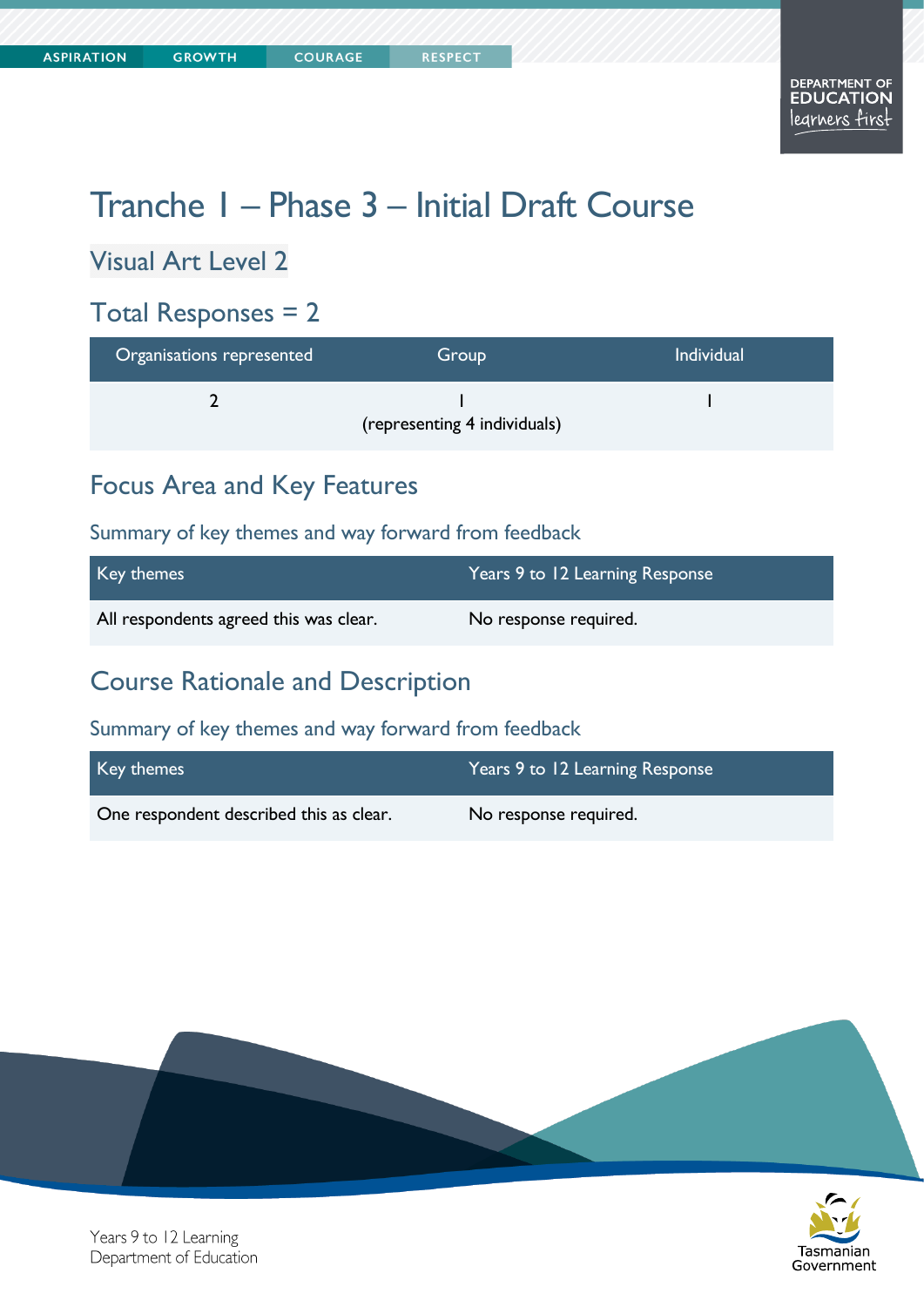# Tranche 1 – Phase 3 – Initial Draft Course

## Visual Art Level 2

## Total Responses = 2

| Organisations represented | Group | Individual |
|---|---|---|
| 2 | 1 (representing 4 individuals) | 1 |

## Focus Area and Key Features

### Summary of key themes and way forward from feedback

| Key themes | Years 9 to 12 Learning Response |
|---|---|
| All respondents agreed this was clear. | No response required. |

## Course Rationale and Description

### Summary of key themes and way forward from feedback

| Key themes | Years 9 to 12 Learning Response |
|---|---|
| One respondent described this as clear. | No response required. |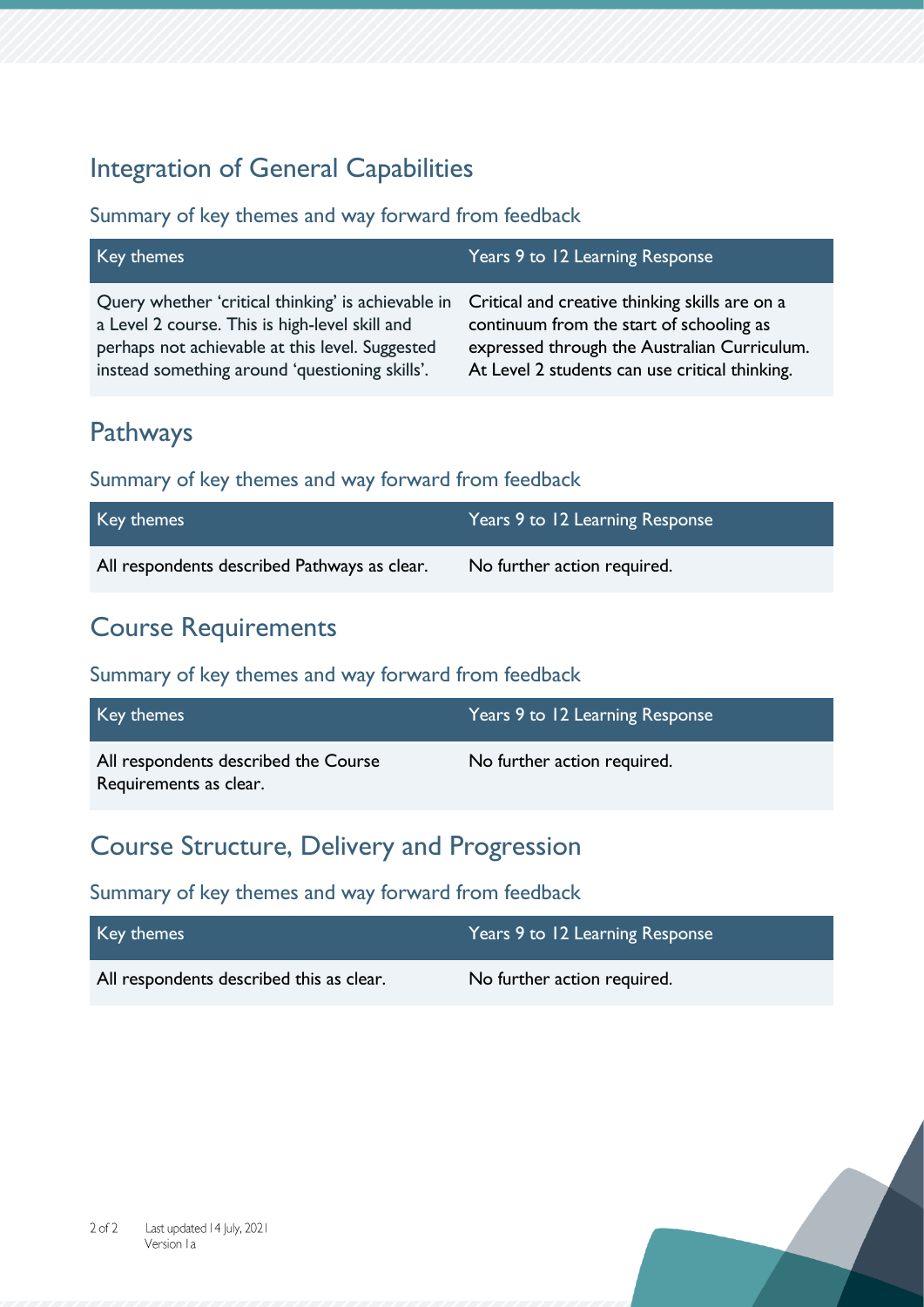## Integration of General Capabilities

### Summary of key themes and way forward from feedback

| Key themes | Years 9 to 12 Learning Response |
|---|---|
| Query whether 'critical thinking' is achievable in a Level 2 course. This is high-level skill and perhaps not achievable at this level. Suggested instead something around 'questioning skills'. | Critical and creative thinking skills are on a continuum from the start of schooling as expressed through the Australian Curriculum. At Level 2 students can use critical thinking. |

## Pathways

### Summary of key themes and way forward from feedback

| Key themes | Years 9 to 12 Learning Response |
|---|---|
| All respondents described Pathways as clear. | No further action required. |

## Course Requirements

### Summary of key themes and way forward from feedback

| Key themes | Years 9 to 12 Learning Response |
|---|---|
| All respondents described the Course Requirements as clear. | No further action required. |

## Course Structure, Delivery and Progression

### Summary of key themes and way forward from feedback

| Key themes | Years 9 to 12 Learning Response |
|---|---|
| All respondents described this as clear. | No further action required. |

Last updated 14 July, 2021
Version 1a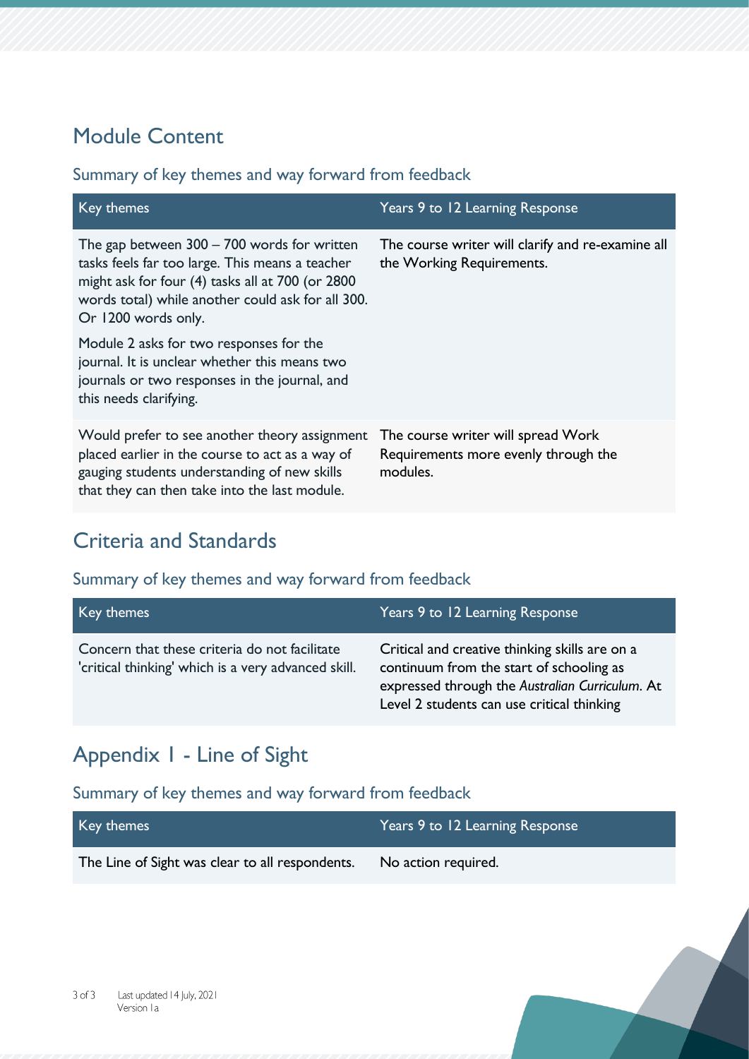## Module Content

### Summary of key themes and way forward from feedback

| Key themes | Years 9 to 12 Learning Response |
|---|---|
| The gap between 300 – 700 words for written tasks feels far too large. This means a teacher might ask for four (4) tasks all at 700 (or 2800 words total) while another could ask for all 300. Or 1200 words only.<br><br>Module 2 asks for two responses for the journal. It is unclear whether this means two journals or two responses in the journal, and this needs clarifying. | The course writer will clarify and re-examine all the Working Requirements. |
| Would prefer to see another theory assignment placed earlier in the course to act as a way of gauging students understanding of new skills that they can then take into the last module. | The course writer will spread Work Requirements more evenly through the modules. |

## Criteria and Standards

### Summary of key themes and way forward from feedback

| Key themes | Years 9 to 12 Learning Response |
|---|---|
| Concern that these criteria do not facilitate 'critical thinking' which is a very advanced skill. | Critical and creative thinking skills are on a continuum from the start of schooling as expressed through the *Australian Curriculum*. At Level 2 students can use critical thinking |

## Appendix 1 - Line of Sight

### Summary of key themes and way forward from feedback

| Key themes | Years 9 to 12 Learning Response |
|---|---|
| The Line of Sight was clear to all respondents. | No action required. |

Last updated 14 July, 2021
Version 1a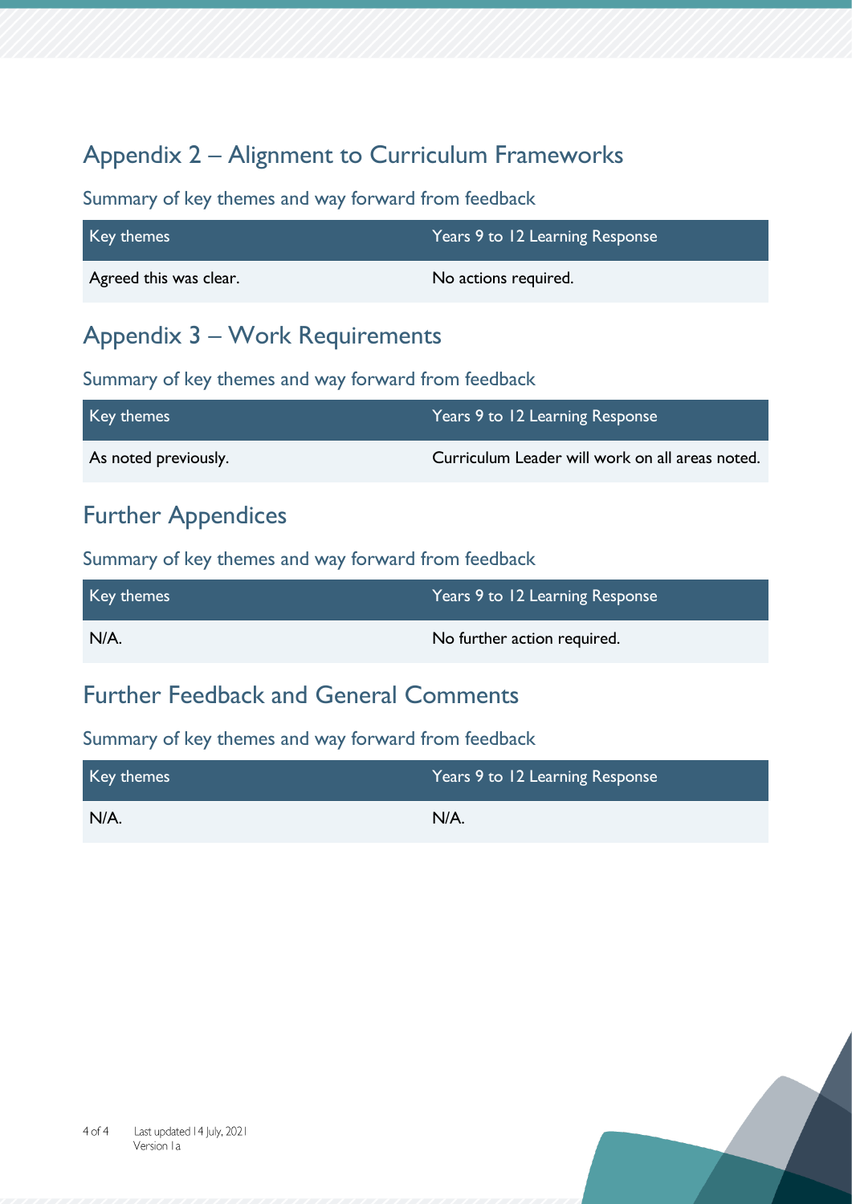## Appendix 2 – Alignment to Curriculum Frameworks

### Summary of key themes and way forward from feedback

| Key themes | Years 9 to 12 Learning Response |
| --- | --- |
| Agreed this was clear. | No actions required. |

## Appendix 3 – Work Requirements

### Summary of key themes and way forward from feedback

| Key themes | Years 9 to 12 Learning Response |
| --- | --- |
| As noted previously. | Curriculum Leader will work on all areas noted. |

## Further Appendices

### Summary of key themes and way forward from feedback

| Key themes | Years 9 to 12 Learning Response |
| --- | --- |
| N/A. | No further action required. |

## Further Feedback and General Comments

### Summary of key themes and way forward from feedback

| Key themes | Years 9 to 12 Learning Response |
| --- | --- |
| N/A. | N/A. |

Last updated 14 July, 2021
Version 1a